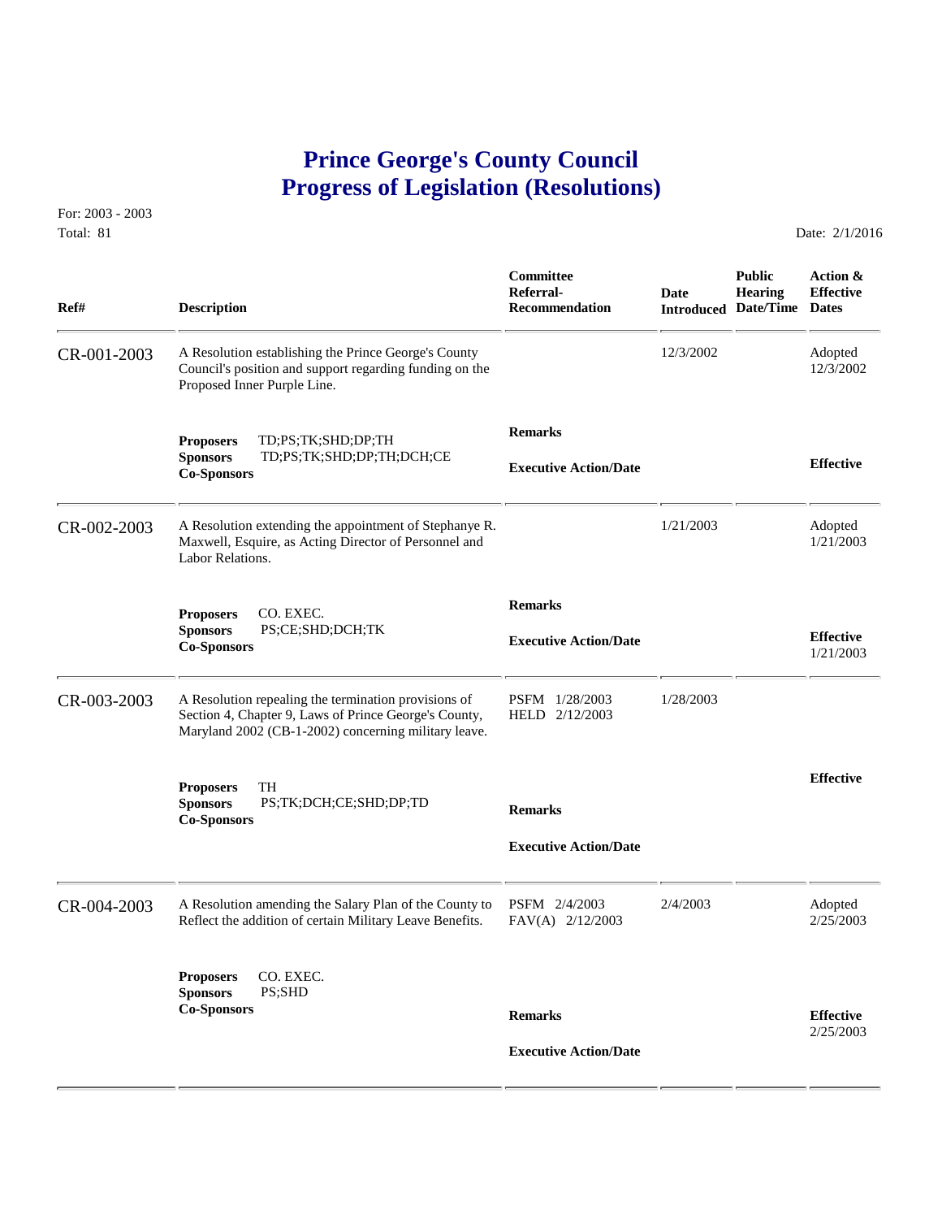# Prince George's County Council
# Progress of Legislation (Resolutions)

For: 2003 - 2003
Total: 81

Date: 2/1/2016

| Ref# | Description | Committee Referral-Recommendation | Date Introduced | Public Hearing Date/Time | Action & Effective Dates |
|---|---|---|---|---|---|
| CR-001-2003 | A Resolution establishing the Prince George's County Council's position and support regarding funding on the Proposed Inner Purple Line. | | 12/3/2002 | | Adopted 12/3/2002 |
| | **Proposers** TD;PS;TK;SHD;DP;TH<br>**Sponsors** TD;PS;TK;SHD;DP;TH;DCH;CE<br>**Co-Sponsors** | **Remarks**<br><br>**Executive Action/Date** | | | **Effective** |
| CR-002-2003 | A Resolution extending the appointment of Stephanye R. Maxwell, Esquire, as Acting Director of Personnel and Labor Relations. | | 1/21/2003 | | Adopted 1/21/2003 |
| | **Proposers** CO. EXEC.<br>**Sponsors** PS;CE;SHD;DCH;TK<br>**Co-Sponsors** | **Remarks**<br><br>**Executive Action/Date** | | | **Effective** 1/21/2003 |
| CR-003-2003 | A Resolution repealing the termination provisions of Section 4, Chapter 9, Laws of Prince George's County, Maryland 2002 (CB-1-2002) concerning military leave. | PSFM 1/28/2003<br>HELD 2/12/2003 | 1/28/2003 | | |
| | **Proposers** TH<br>**Sponsors** PS;TK;DCH;CE;SHD;DP;TD<br>**Co-Sponsors** | **Remarks**<br><br>**Executive Action/Date** | | | **Effective** |
| CR-004-2003 | A Resolution amending the Salary Plan of the County to Reflect the addition of certain Military Leave Benefits. | PSFM 2/4/2003<br>FAV(A) 2/12/2003 | 2/4/2003 | | Adopted 2/25/2003 |
| | **Proposers** CO. EXEC.<br>**Sponsors** PS;SHD<br>**Co-Sponsors** | **Remarks**<br><br>**Executive Action/Date** | | | **Effective** 2/25/2003 |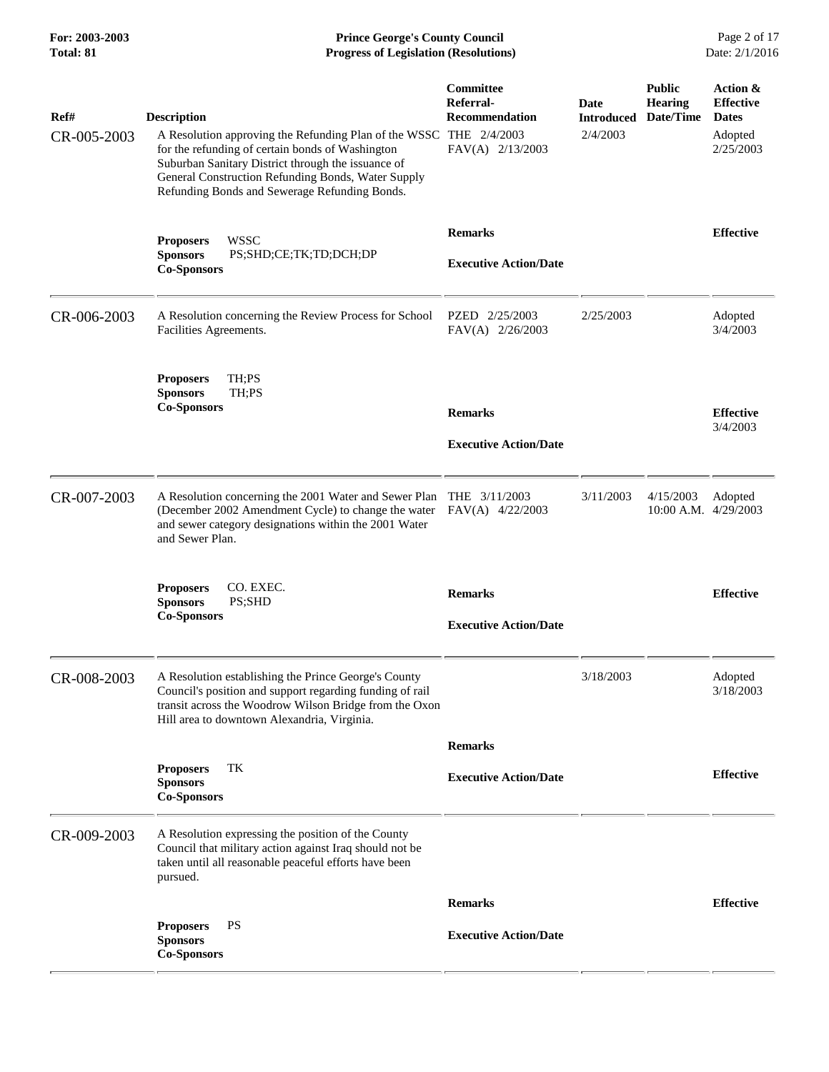| Ref# | Description | Committee Referral-Recommendation | Date Introduced | Public Hearing Date/Time | Action & Effective Dates |
|---|---|---|---|---|---|
| CR-005-2003 | A Resolution approving the Refunding Plan of the WSSC for the refunding of certain bonds of Washington Suburban Sanitary District through the issuance of General Construction Refunding Bonds, Water Supply Refunding Bonds and Sewerage Refunding Bonds. | THE 2/4/2003<br>FAV(A) 2/13/2003 | 2/4/2003 | | Adopted<br>2/25/2003 |
| | **Proposers** WSSC<br>**Sponsors** PS;SHD;CE;TK;TD;DCH;DP<br>**Co-Sponsors** | **Remarks**<br><br>**Executive Action/Date** | | | **Effective** |
| CR-006-2003 | A Resolution concerning the Review Process for School Facilities Agreements. | PZED 2/25/2003<br>FAV(A) 2/26/2003 | 2/25/2003 | | Adopted<br>3/4/2003 |
| | **Proposers** TH;PS<br>**Sponsors** TH;PS<br>**Co-Sponsors** | **Remarks**<br><br>**Executive Action/Date** | | | **Effective**<br>3/4/2003 |
| CR-007-2003 | A Resolution concerning the 2001 Water and Sewer Plan (December 2002 Amendment Cycle) to change the water and sewer category designations within the 2001 Water and Sewer Plan. | THE 3/11/2003<br>FAV(A) 4/22/2003 | 3/11/2003 | 4/15/2003<br>10:00 A.M. | Adopted<br>4/29/2003 |
| | **Proposers** CO. EXEC.<br>**Sponsors** PS;SHD<br>**Co-Sponsors** | **Remarks**<br><br>**Executive Action/Date** | | | **Effective** |
| CR-008-2003 | A Resolution establishing the Prince George's County Council's position and support regarding funding of rail transit across the Woodrow Wilson Bridge from the Oxon Hill area to downtown Alexandria, Virginia. | | 3/18/2003 | | Adopted<br>3/18/2003 |
| | **Proposers** TK<br>**Sponsors**<br>**Co-Sponsors** | **Remarks**<br><br>**Executive Action/Date** | | | **Effective** |
| CR-009-2003 | A Resolution expressing the position of the County Council that military action against Iraq should not be taken until all reasonable peaceful efforts have been pursued. | | | | |
| | **Proposers** PS<br>**Sponsors**<br>**Co-Sponsors** | **Remarks**<br><br>**Executive Action/Date** | | | **Effective** |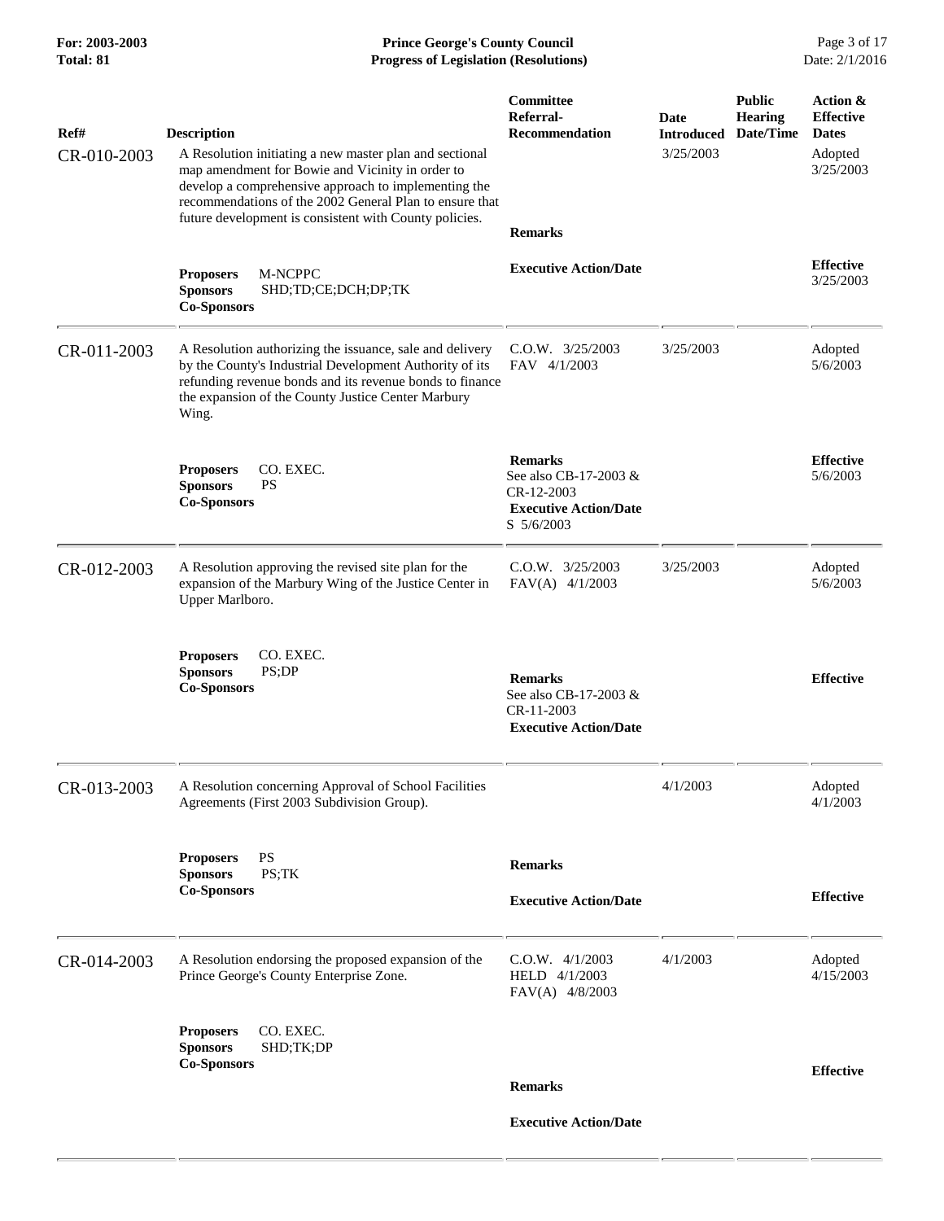| Ref# | Description | Committee Referral-Recommendation | Date Introduced | Public Hearing Date/Time | Action & Effective Dates |
|---|---|---|---|---|---|
| CR-010-2003 | A Resolution initiating a new master plan and sectional map amendment for Bowie and Vicinity in order to develop a comprehensive approach to implementing the recommendations of the 2002 General Plan to ensure that future development is consistent with County policies. | | 3/25/2003 | | Adopted 3/25/2003 |
| | **Proposers** M-NCPPC<br>**Sponsors** SHD;TD;CE;DCH;DP;TK<br>**Co-Sponsors** | **Remarks**<br><br>**Executive Action/Date** | | | **Effective** 3/25/2003 |
| CR-011-2003 | A Resolution authorizing the issuance, sale and delivery by the County's Industrial Development Authority of its refunding revenue bonds and its revenue bonds to finance the expansion of the County Justice Center Marbury Wing. | C.O.W. 3/25/2003<br>FAV 4/1/2003 | 3/25/2003 | | Adopted 5/6/2003 |
| | **Proposers** CO. EXEC.<br>**Sponsors** PS<br>**Co-Sponsors** | **Remarks**<br>See also CB-17-2003 & CR-12-2003<br>**Executive Action/Date**<br>S 5/6/2003 | | | **Effective** 5/6/2003 |
| CR-012-2003 | A Resolution approving the revised site plan for the expansion of the Marbury Wing of the Justice Center in Upper Marlboro. | C.O.W. 3/25/2003<br>FAV(A) 4/1/2003 | 3/25/2003 | | Adopted 5/6/2003 |
| | **Proposers** CO. EXEC.<br>**Sponsors** PS;DP<br>**Co-Sponsors** | **Remarks**<br>See also CB-17-2003 & CR-11-2003<br>**Executive Action/Date** | | | **Effective** |
| CR-013-2003 | A Resolution concerning Approval of School Facilities Agreements (First 2003 Subdivision Group). | | 4/1/2003 | | Adopted 4/1/2003 |
| | **Proposers** PS<br>**Sponsors** PS;TK<br>**Co-Sponsors** | **Remarks**<br><br>**Executive Action/Date** | | | **Effective** |
| CR-014-2003 | A Resolution endorsing the proposed expansion of the Prince George's County Enterprise Zone. | C.O.W. 4/1/2003<br>HELD 4/1/2003<br>FAV(A) 4/8/2003 | 4/1/2003 | | Adopted 4/15/2003 |
| | **Proposers** CO. EXEC.<br>**Sponsors** SHD;TK;DP<br>**Co-Sponsors** | **Remarks**<br><br>**Executive Action/Date** | | | **Effective** |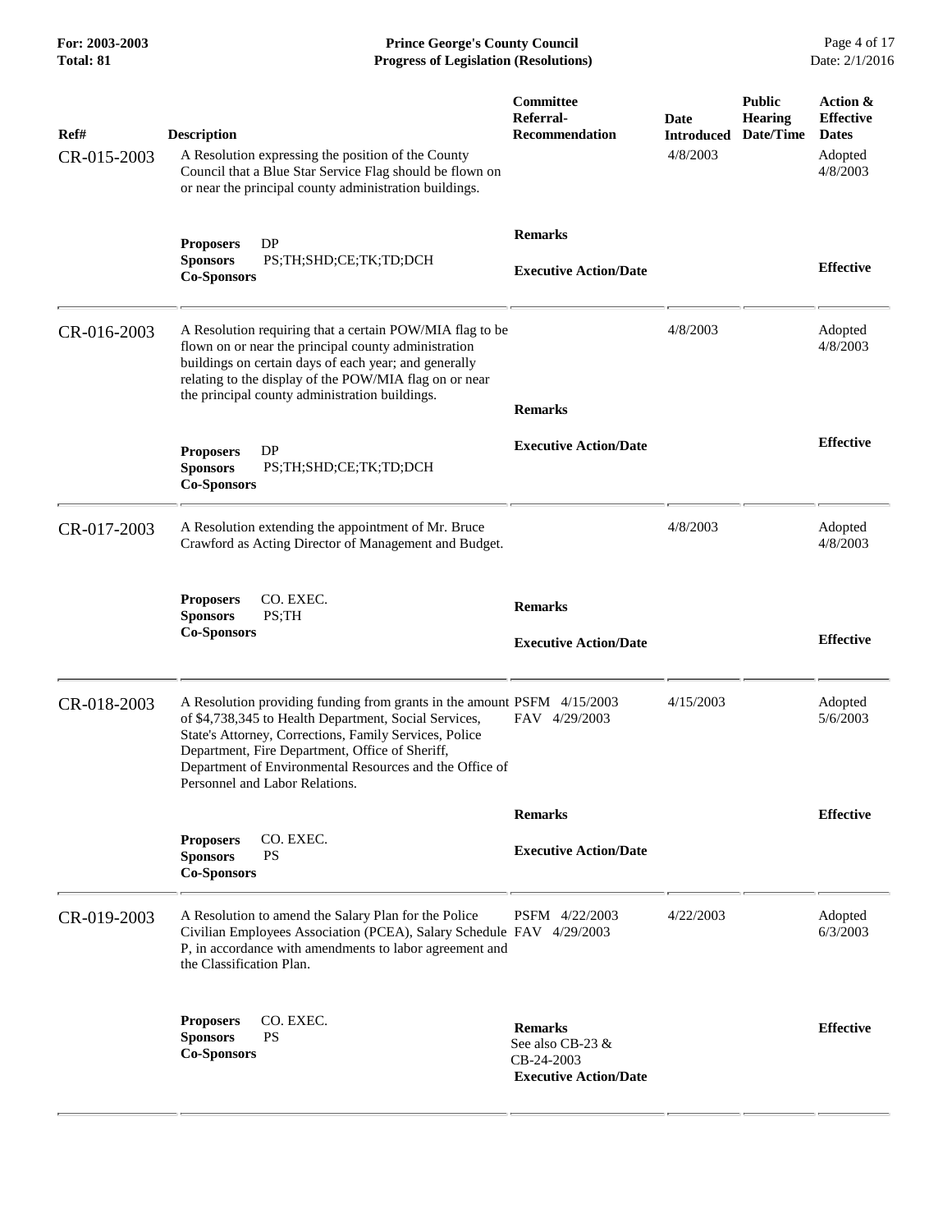| Ref# | Description | Committee Referral-Recommendation | Date Introduced | Public Hearing Date/Time | Action & Effective Dates |
|---|---|---|---|---|---|
| CR-015-2003 | A Resolution expressing the position of the County Council that a Blue Star Service Flag should be flown on or near the principal county administration buildings. | | 4/8/2003 | | Adopted 4/8/2003 |
| | **Proposers** DP<br>**Sponsors** PS;TH;SHD;CE;TK;TD;DCH<br>**Co-Sponsors** | **Remarks**<br><br>**Executive Action/Date** | | | **Effective** |
| CR-016-2003 | A Resolution requiring that a certain POW/MIA flag to be flown on or near the principal county administration buildings on certain days of each year; and generally relating to the display of the POW/MIA flag on or near the principal county administration buildings. | | 4/8/2003 | | Adopted 4/8/2003 |
| | **Proposers** DP<br>**Sponsors** PS;TH;SHD;CE;TK;TD;DCH<br>**Co-Sponsors** | **Remarks**<br><br>**Executive Action/Date** | | | **Effective** |
| CR-017-2003 | A Resolution extending the appointment of Mr. Bruce Crawford as Acting Director of Management and Budget. | | 4/8/2003 | | Adopted 4/8/2003 |
| | **Proposers** CO. EXEC.<br>**Sponsors** PS;TH<br>**Co-Sponsors** | **Remarks**<br><br>**Executive Action/Date** | | | **Effective** |
| CR-018-2003 | A Resolution providing funding from grants in the amount of $4,738,345 to Health Department, Social Services, State's Attorney, Corrections, Family Services, Police Department, Fire Department, Office of Sheriff, Department of Environmental Resources and the Office of Personnel and Labor Relations. | PSFM 4/15/2003<br>FAV 4/29/2003 | 4/15/2003 | | Adopted 5/6/2003 |
| | **Proposers** CO. EXEC.<br>**Sponsors** PS<br>**Co-Sponsors** | **Remarks**<br><br>**Executive Action/Date** | | | **Effective** |
| CR-019-2003 | A Resolution to amend the Salary Plan for the Police Civilian Employees Association (PCEA), Salary Schedule P, in accordance with amendments to labor agreement and the Classification Plan. | PSFM 4/22/2003<br>FAV 4/29/2003 | 4/22/2003 | | Adopted 6/3/2003 |
| | **Proposers** CO. EXEC.<br>**Sponsors** PS<br>**Co-Sponsors** | **Remarks**<br>See also CB-23 & CB-24-2003<br>**Executive Action/Date** | | | **Effective** |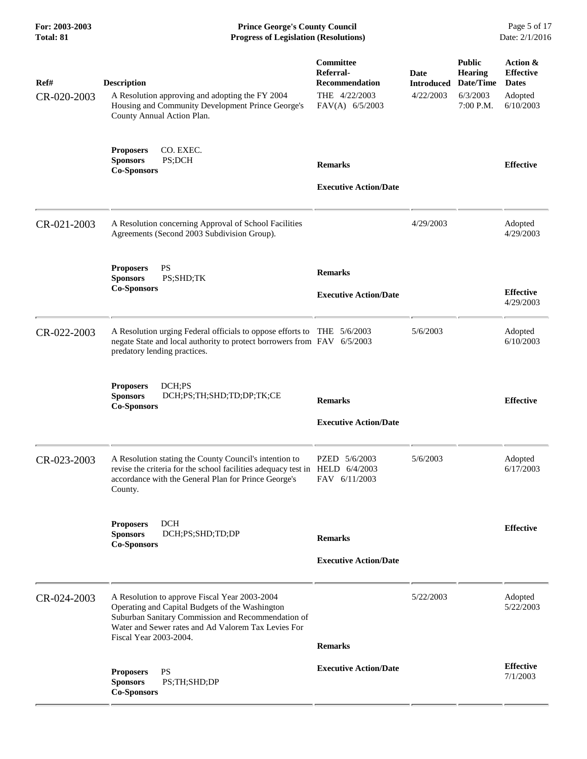| Ref# | Description | Committee Referral-Recommendation | Date Introduced | Public Hearing Date/Time | Action & Effective Dates |
|---|---|---|---|---|---|
| CR-020-2003 | A Resolution approving and adopting the FY 2004 Housing and Community Development Prince George's County Annual Action Plan. | THE 4/22/2003<br>FAV(A) 6/5/2003 | 4/22/2003 | 6/3/2003<br>7:00 P.M. | Adopted<br>6/10/2003 |
| | **Proposers** CO. EXEC.<br>**Sponsors** PS;DCH<br>**Co-Sponsors** | **Remarks**<br><br>**Executive Action/Date** | | | **Effective** |
| CR-021-2003 | A Resolution concerning Approval of School Facilities Agreements (Second 2003 Subdivision Group). | | 4/29/2003 | | Adopted<br>4/29/2003 |
| | **Proposers** PS<br>**Sponsors** PS;SHD;TK<br>**Co-Sponsors** | **Remarks**<br><br>**Executive Action/Date** | | | **Effective**<br>4/29/2003 |
| CR-022-2003 | A Resolution urging Federal officials to oppose efforts to negate State and local authority to protect borrowers from predatory lending practices. | THE 5/6/2003<br>FAV 6/5/2003 | 5/6/2003 | | Adopted<br>6/10/2003 |
| | **Proposers** DCH;PS<br>**Sponsors** DCH;PS;TH;SHD;TD;DP;TK;CE<br>**Co-Sponsors** | **Remarks**<br><br>**Executive Action/Date** | | | **Effective** |
| CR-023-2003 | A Resolution stating the County Council's intention to revise the criteria for the school facilities adequacy test in accordance with the General Plan for Prince George's County. | PZED 5/6/2003<br>HELD 6/4/2003<br>FAV 6/11/2003 | 5/6/2003 | | Adopted<br>6/17/2003 |
| | **Proposers** DCH<br>**Sponsors** DCH;PS;SHD;TD;DP<br>**Co-Sponsors** | **Remarks**<br><br>**Executive Action/Date** | | | **Effective** |
| CR-024-2003 | A Resolution to approve Fiscal Year 2003-2004 Operating and Capital Budgets of the Washington Suburban Sanitary Commission and Recommendation of Water and Sewer rates and Ad Valorem Tax Levies For Fiscal Year 2003-2004. | | 5/22/2003 | | Adopted<br>5/22/2003 |
| | **Proposers** PS<br>**Sponsors** PS;TH;SHD;DP<br>**Co-Sponsors** | **Remarks**<br><br>**Executive Action/Date** | | | **Effective**<br>7/1/2003 |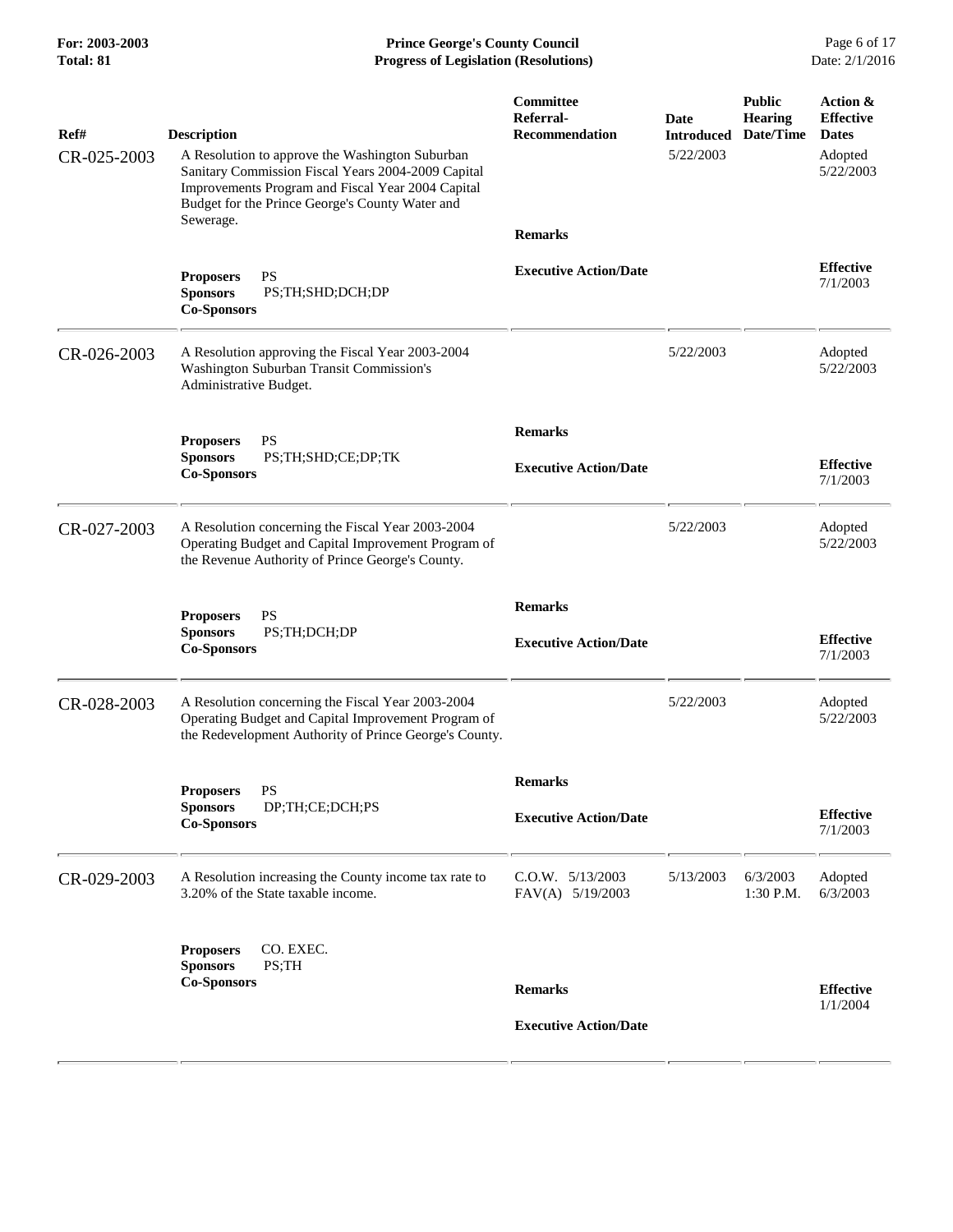| Ref# | Description | Committee Referral-Recommendation | Date Introduced | Public Hearing Date/Time | Action & Effective Dates |
|---|---|---|---|---|---|
| CR-025-2003 | A Resolution to approve the Washington Suburban Sanitary Commission Fiscal Years 2004-2009 Capital Improvements Program and Fiscal Year 2004 Capital Budget for the Prince George's County Water and Sewerage. | | 5/22/2003 | | Adopted 5/22/2003 |
| | **Proposers** PS<br>**Sponsors** PS;TH;SHD;DCH;DP<br>**Co-Sponsors** | **Remarks**<br><br>**Executive Action/Date** | | | **Effective** 7/1/2003 |
| CR-026-2003 | A Resolution approving the Fiscal Year 2003-2004 Washington Suburban Transit Commission's Administrative Budget. | | 5/22/2003 | | Adopted 5/22/2003 |
| | **Proposers** PS<br>**Sponsors** PS;TH;SHD;CE;DP;TK<br>**Co-Sponsors** | **Remarks**<br><br>**Executive Action/Date** | | | **Effective** 7/1/2003 |
| CR-027-2003 | A Resolution concerning the Fiscal Year 2003-2004 Operating Budget and Capital Improvement Program of the Revenue Authority of Prince George's County. | | 5/22/2003 | | Adopted 5/22/2003 |
| | **Proposers** PS<br>**Sponsors** PS;TH;DCH;DP<br>**Co-Sponsors** | **Remarks**<br><br>**Executive Action/Date** | | | **Effective** 7/1/2003 |
| CR-028-2003 | A Resolution concerning the Fiscal Year 2003-2004 Operating Budget and Capital Improvement Program of the Redevelopment Authority of Prince George's County. | | 5/22/2003 | | Adopted 5/22/2003 |
| | **Proposers** PS<br>**Sponsors** DP;TH;CE;DCH;PS<br>**Co-Sponsors** | **Remarks**<br><br>**Executive Action/Date** | | | **Effective** 7/1/2003 |
| CR-029-2003 | A Resolution increasing the County income tax rate to 3.20% of the State taxable income. | C.O.W. 5/13/2003<br>FAV(A) 5/19/2003 | 5/13/2003 | 6/3/2003 1:30 P.M. | Adopted 6/3/2003 |
| | **Proposers** CO. EXEC.<br>**Sponsors** PS;TH<br>**Co-Sponsors** | **Remarks**<br><br>**Executive Action/Date** | | | **Effective** 1/1/2004 |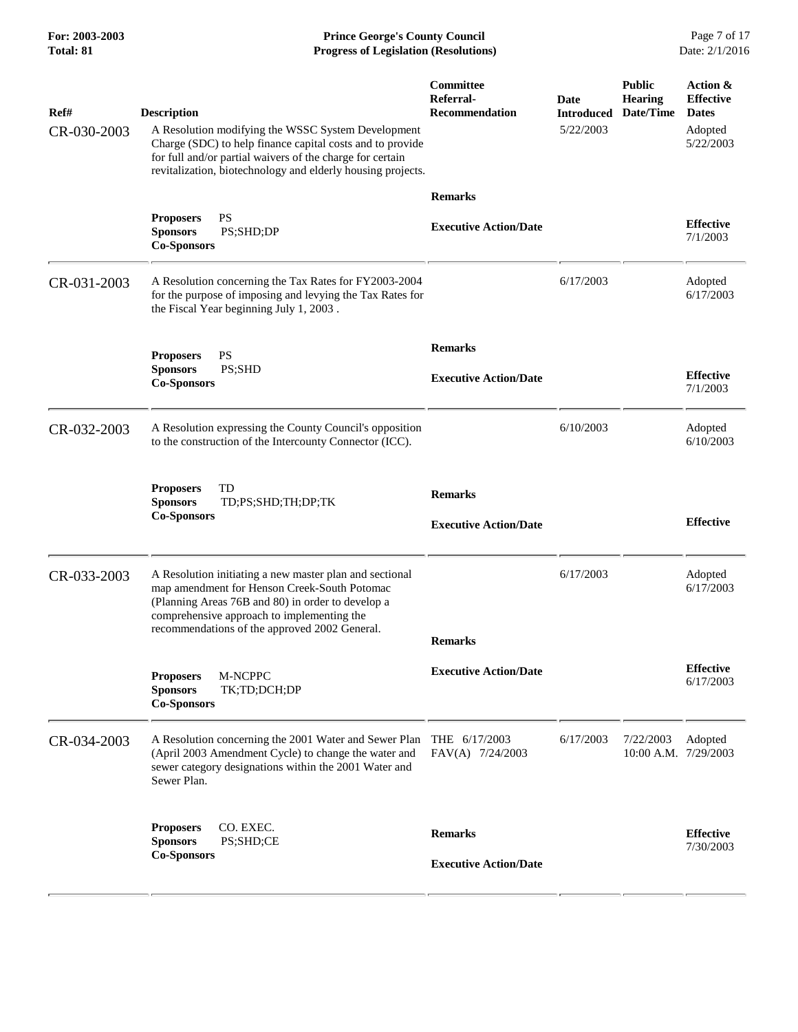| Ref# | Description | Committee Referral-Recommendation | Date Introduced | Public Hearing Date/Time | Action & Effective Dates |
|---|---|---|---|---|---|
| CR-030-2003 | A Resolution modifying the WSSC System Development Charge (SDC) to help finance capital costs and to provide for full and/or partial waivers of the charge for certain revitalization, biotechnology and elderly housing projects. | | 5/22/2003 | | Adopted 5/22/2003 |
| | | **Remarks** | | | |
| | **Proposers** PS<br>**Sponsors** PS;SHD;DP<br>**Co-Sponsors** | **Executive Action/Date** | | | **Effective** 7/1/2003 |
| CR-031-2003 | A Resolution concerning the Tax Rates for FY2003-2004 for the purpose of imposing and levying the Tax Rates for the Fiscal Year beginning July 1, 2003 . | | 6/17/2003 | | Adopted 6/17/2003 |
| | | **Remarks** | | | |
| | **Proposers** PS<br>**Sponsors** PS;SHD<br>**Co-Sponsors** | **Executive Action/Date** | | | **Effective** 7/1/2003 |
| CR-032-2003 | A Resolution expressing the County Council's opposition to the construction of the Intercounty Connector (ICC). | | 6/10/2003 | | Adopted 6/10/2003 |
| | | **Remarks** | | | |
| | **Proposers** TD<br>**Sponsors** TD;PS;SHD;TH;DP;TK<br>**Co-Sponsors** | **Executive Action/Date** | | | **Effective** |
| CR-033-2003 | A Resolution initiating a new master plan and sectional map amendment for Henson Creek-South Potomac (Planning Areas 76B and 80) in order to develop a comprehensive approach to implementing the recommendations of the approved 2002 General. | | 6/17/2003 | | Adopted 6/17/2003 |
| | | **Remarks** | | | |
| | **Proposers** M-NCPPC<br>**Sponsors** TK;TD;DCH;DP<br>**Co-Sponsors** | **Executive Action/Date** | | | **Effective** 6/17/2003 |
| CR-034-2003 | A Resolution concerning the 2001 Water and Sewer Plan (April 2003 Amendment Cycle) to change the water and sewer category designations within the 2001 Water and Sewer Plan. | THE 6/17/2003<br>FAV(A) 7/24/2003 | 6/17/2003 | 7/22/2003 10:00 A.M. | Adopted 7/29/2003 |
| | | **Remarks** | | | |
| | **Proposers** CO. EXEC.<br>**Sponsors** PS;SHD;CE<br>**Co-Sponsors** | **Executive Action/Date** | | | **Effective** 7/30/2003 |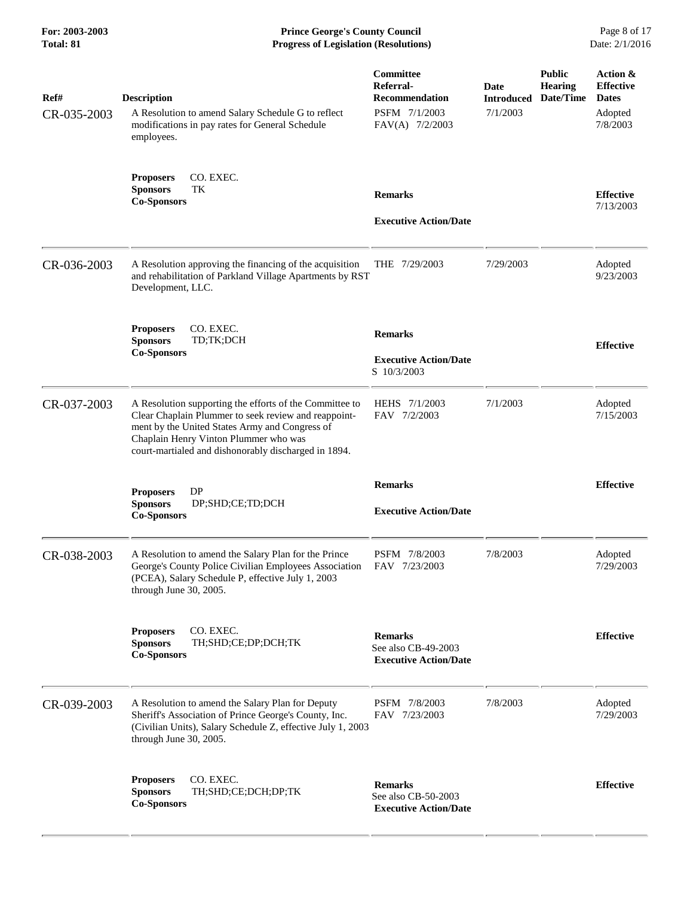| Ref# | Description | Committee Referral-Recommendation | Date Introduced | Public Hearing Date/Time | Action & Effective Dates |
|---|---|---|---|---|---|
| CR-035-2003 | A Resolution to amend Salary Schedule G to reflect modifications in pay rates for General Schedule employees. | PSFM 7/1/2003<br>FAV(A) 7/2/2003 | 7/1/2003 | | Adopted 7/8/2003 |
| | **Proposers** CO. EXEC.<br>**Sponsors** TK<br>**Co-Sponsors** | **Remarks**<br><br>**Executive Action/Date** | | | **Effective** 7/13/2003 |
| CR-036-2003 | A Resolution approving the financing of the acquisition and rehabilitation of Parkland Village Apartments by RST Development, LLC. | THE 7/29/2003 | 7/29/2003 | | Adopted 9/23/2003 |
| | **Proposers** CO. EXEC.<br>**Sponsors** TD;TK;DCH<br>**Co-Sponsors** | **Remarks**<br><br>**Executive Action/Date**<br>S 10/3/2003 | | | **Effective** |
| CR-037-2003 | A Resolution supporting the efforts of the Committee to Clear Chaplain Plummer to seek review and reappointment by the United States Army and Congress of Chaplain Henry Vinton Plummer who was court-martialed and dishonorably discharged in 1894. | HEHS 7/1/2003<br>FAV 7/2/2003 | 7/1/2003 | | Adopted 7/15/2003 |
| | **Proposers** DP<br>**Sponsors** DP;SHD;CE;TD;DCH<br>**Co-Sponsors** | **Remarks**<br><br>**Executive Action/Date** | | | **Effective** |
| CR-038-2003 | A Resolution to amend the Salary Plan for the Prince George's County Police Civilian Employees Association (PCEA), Salary Schedule P, effective July 1, 2003 through June 30, 2005. | PSFM 7/8/2003<br>FAV 7/23/2003 | 7/8/2003 | | Adopted 7/29/2003 |
| | **Proposers** CO. EXEC.<br>**Sponsors** TH;SHD;CE;DP;DCH;TK<br>**Co-Sponsors** | **Remarks**<br>See also CB-49-2003<br>**Executive Action/Date** | | | **Effective** |
| CR-039-2003 | A Resolution to amend the Salary Plan for Deputy Sheriff's Association of Prince George's County, Inc. (Civilian Units), Salary Schedule Z, effective July 1, 2003 through June 30, 2005. | PSFM 7/8/2003<br>FAV 7/23/2003 | 7/8/2003 | | Adopted 7/29/2003 |
| | **Proposers** CO. EXEC.<br>**Sponsors** TH;SHD;CE;DCH;DP;TK<br>**Co-Sponsors** | **Remarks**<br>See also CB-50-2003<br>**Executive Action/Date** | | | **Effective** |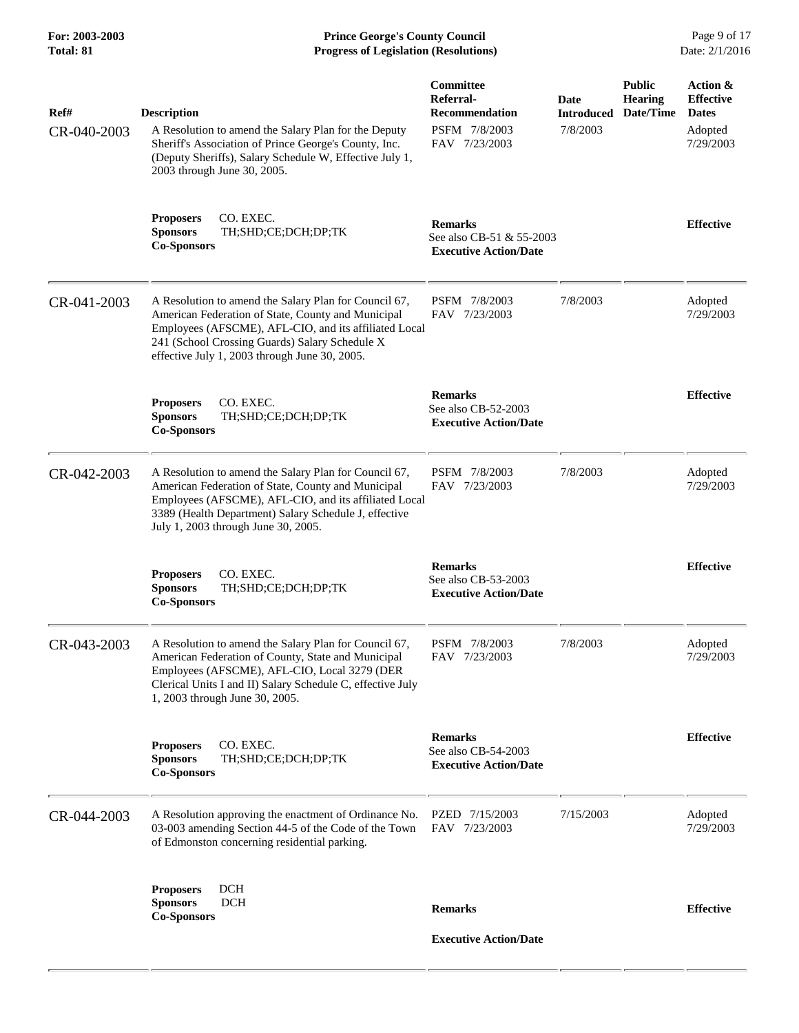| Ref# | Description | Committee Referral-Recommendation | Date Introduced | Public Hearing Date/Time | Action & Effective Dates |
|---|---|---|---|---|---|
| CR-040-2003 | A Resolution to amend the Salary Plan for the Deputy Sheriff's Association of Prince George's County, Inc. (Deputy Sheriffs), Salary Schedule W, Effective July 1, 2003 through June 30, 2005. | PSFM 7/8/2003<br>FAV 7/23/2003 | 7/8/2003 | | Adopted<br>7/29/2003 |
| | **Proposers** CO. EXEC.<br>**Sponsors** TH;SHD;CE;DCH;DP;TK<br>**Co-Sponsors** | **Remarks**<br>See also CB-51 & 55-2003<br>**Executive Action/Date** | | | **Effective** |
| CR-041-2003 | A Resolution to amend the Salary Plan for Council 67, American Federation of State, County and Municipal Employees (AFSCME), AFL-CIO, and its affiliated Local 241 (School Crossing Guards) Salary Schedule X effective July 1, 2003 through June 30, 2005. | PSFM 7/8/2003<br>FAV 7/23/2003 | 7/8/2003 | | Adopted<br>7/29/2003 |
| | **Proposers** CO. EXEC.<br>**Sponsors** TH;SHD;CE;DCH;DP;TK<br>**Co-Sponsors** | **Remarks**<br>See also CB-52-2003<br>**Executive Action/Date** | | | **Effective** |
| CR-042-2003 | A Resolution to amend the Salary Plan for Council 67, American Federation of State, County and Municipal Employees (AFSCME), AFL-CIO, and its affiliated Local 3389 (Health Department) Salary Schedule J, effective July 1, 2003 through June 30, 2005. | PSFM 7/8/2003<br>FAV 7/23/2003 | 7/8/2003 | | Adopted<br>7/29/2003 |
| | **Proposers** CO. EXEC.<br>**Sponsors** TH;SHD;CE;DCH;DP;TK<br>**Co-Sponsors** | **Remarks**<br>See also CB-53-2003<br>**Executive Action/Date** | | | **Effective** |
| CR-043-2003 | A Resolution to amend the Salary Plan for Council 67, American Federation of County, State and Municipal Employees (AFSCME), AFL-CIO, Local 3279 (DER Clerical Units I and II) Salary Schedule C, effective July 1, 2003 through June 30, 2005. | PSFM 7/8/2003<br>FAV 7/23/2003 | 7/8/2003 | | Adopted<br>7/29/2003 |
| | **Proposers** CO. EXEC.<br>**Sponsors** TH;SHD;CE;DCH;DP;TK<br>**Co-Sponsors** | **Remarks**<br>See also CB-54-2003<br>**Executive Action/Date** | | | **Effective** |
| CR-044-2003 | A Resolution approving the enactment of Ordinance No. 03-003 amending Section 44-5 of the Code of the Town of Edmonston concerning residential parking. | PZED 7/15/2003<br>FAV 7/23/2003 | 7/15/2003 | | Adopted<br>7/29/2003 |
| | **Proposers** DCH<br>**Sponsors** DCH<br>**Co-Sponsors** | **Remarks**<br>**Executive Action/Date** | | | **Effective** |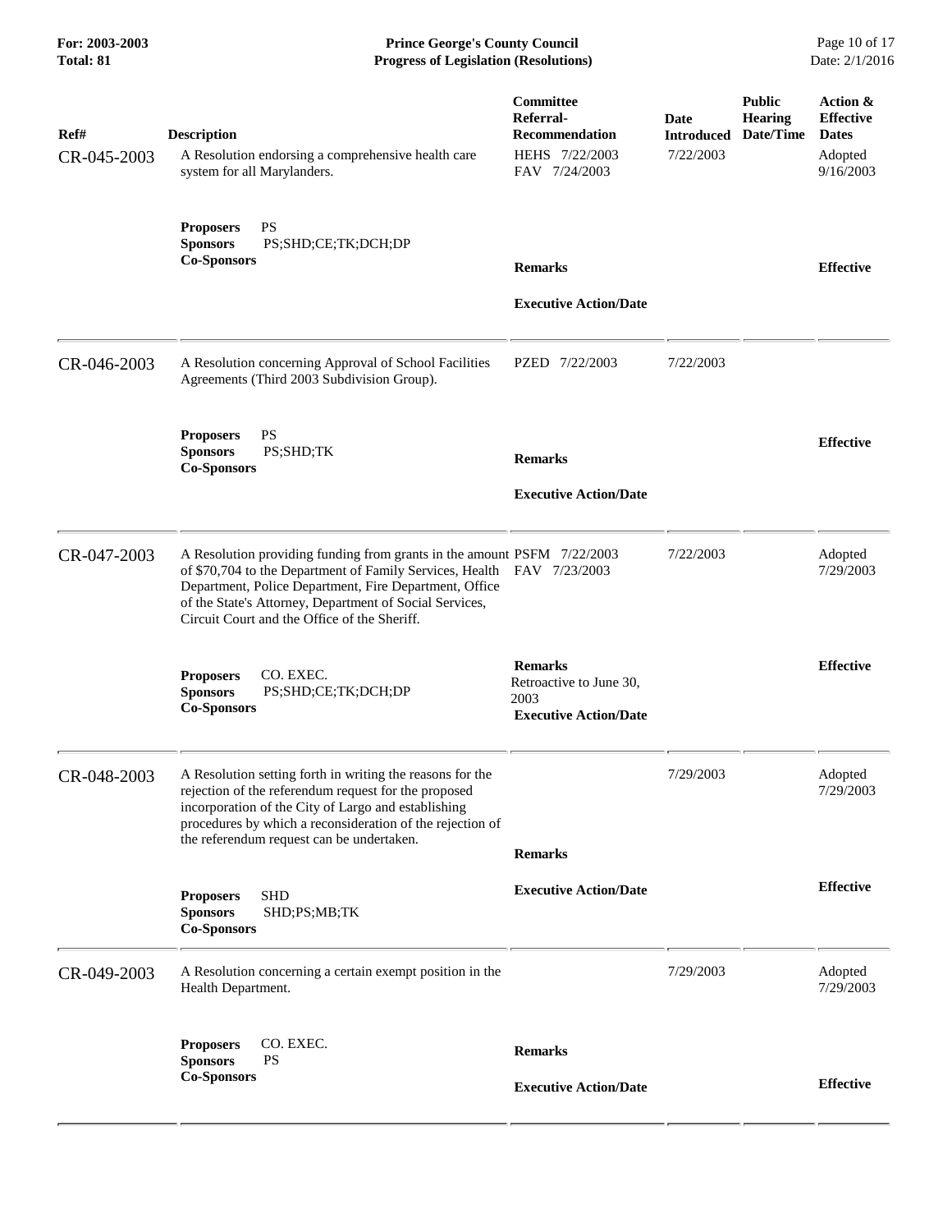| Ref# | Description | Committee Referral-Recommendation | Date Introduced | Public Hearing Date/Time | Action & Effective Dates |
|---|---|---|---|---|---|
| CR-045-2003 | A Resolution endorsing a comprehensive health care system for all Marylanders.<br><br>**Proposers** PS<br>**Sponsors** PS;SHD;CE;TK;DCH;DP<br>**Co-Sponsors** | HEHS 7/22/2003<br>FAV 7/24/2003<br><br>**Remarks**<br><br>**Executive Action/Date** | 7/22/2003 | | Adopted 9/16/2003<br><br>**Effective** |
| CR-046-2003 | A Resolution concerning Approval of School Facilities Agreements (Third 2003 Subdivision Group).<br><br>**Proposers** PS<br>**Sponsors** PS;SHD;TK<br>**Co-Sponsors** | PZED 7/22/2003<br><br>**Remarks**<br><br>**Executive Action/Date** | 7/22/2003 | | **Effective** |
| CR-047-2003 | A Resolution providing funding from grants in the amount of $70,704 to the Department of Family Services, Health Department, Police Department, Fire Department, Office of the State's Attorney, Department of Social Services, Circuit Court and the Office of the Sheriff.<br><br>**Proposers** CO. EXEC.<br>**Sponsors** PS;SHD;CE;TK;DCH;DP<br>**Co-Sponsors** | PSFM 7/22/2003<br>FAV 7/23/2003<br><br>**Remarks**<br>Retroactive to June 30, 2003<br>**Executive Action/Date** | 7/22/2003 | | Adopted 7/29/2003<br><br>**Effective** |
| CR-048-2003 | A Resolution setting forth in writing the reasons for the rejection of the referendum request for the proposed incorporation of the City of Largo and establishing procedures by which a reconsideration of the rejection of the referendum request can be undertaken.<br><br>**Proposers** SHD<br>**Sponsors** SHD;PS;MB;TK<br>**Co-Sponsors** | **Remarks**<br><br>**Executive Action/Date** | 7/29/2003 | | Adopted 7/29/2003<br><br>**Effective** |
| CR-049-2003 | A Resolution concerning a certain exempt position in the Health Department.<br><br>**Proposers** CO. EXEC.<br>**Sponsors** PS<br>**Co-Sponsors** | **Remarks**<br><br>**Executive Action/Date** | 7/29/2003 | | Adopted 7/29/2003<br><br>**Effective** |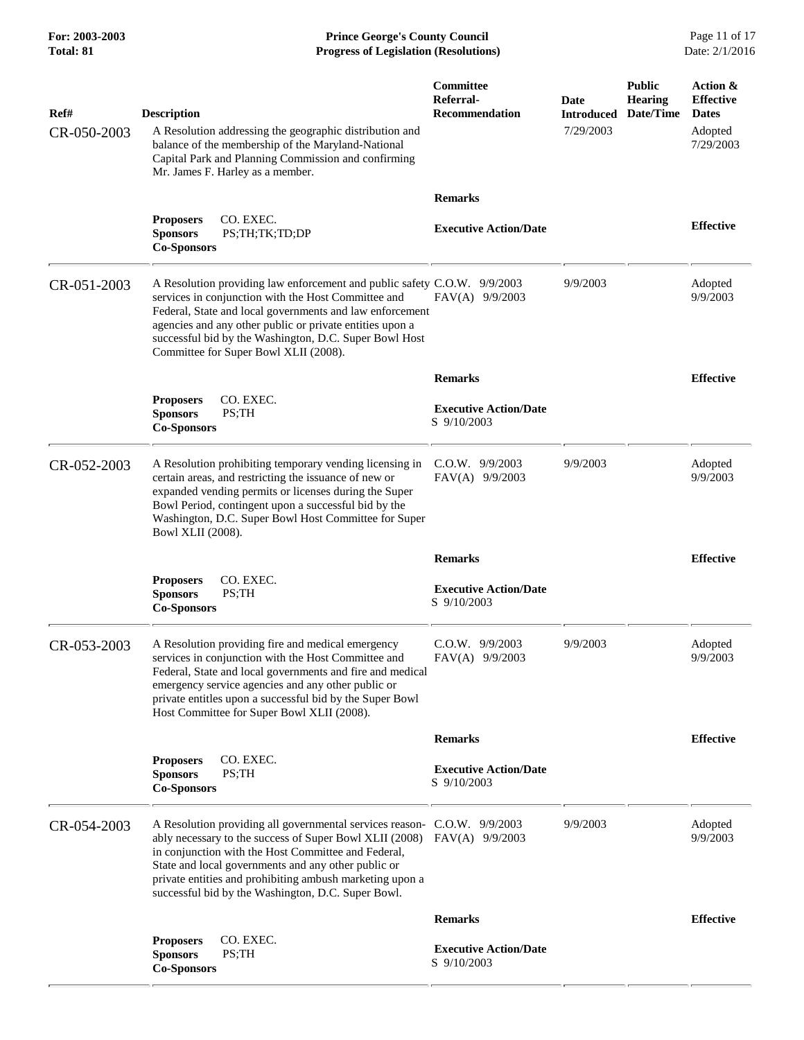| Ref# | Description | Committee Referral-Recommendation | Date Introduced | Public Hearing Date/Time | Action & Effective Dates |
|---|---|---|---|---|---|
| CR-050-2003 | A Resolution addressing the geographic distribution and balance of the membership of the Maryland-National Capital Park and Planning Commission and confirming Mr. James F. Harley as a member. | | 7/29/2003 | | Adopted 7/29/2003 |
| | | **Remarks** | | | |
| | **Proposers** CO. EXEC.<br>**Sponsors** PS;TH;TK;TD;DP<br>**Co-Sponsors** | **Executive Action/Date** | | | **Effective** |
| CR-051-2003 | A Resolution providing law enforcement and public safety services in conjunction with the Host Committee and Federal, State and local governments and law enforcement agencies and any other public or private entities upon a successful bid by the Washington, D.C. Super Bowl Host Committee for Super Bowl XLII (2008). | C.O.W. 9/9/2003<br>FAV(A) 9/9/2003 | 9/9/2003 | | Adopted 9/9/2003 |
| | | **Remarks** | | | **Effective** |
| | **Proposers** CO. EXEC.<br>**Sponsors** PS;TH<br>**Co-Sponsors** | **Executive Action/Date**<br>S 9/10/2003 | | | |
| CR-052-2003 | A Resolution prohibiting temporary vending licensing in certain areas, and restricting the issuance of new or expanded vending permits or licenses during the Super Bowl Period, contingent upon a successful bid by the Washington, D.C. Super Bowl Host Committee for Super Bowl XLII (2008). | C.O.W. 9/9/2003<br>FAV(A) 9/9/2003 | 9/9/2003 | | Adopted 9/9/2003 |
| | | **Remarks** | | | **Effective** |
| | **Proposers** CO. EXEC.<br>**Sponsors** PS;TH<br>**Co-Sponsors** | **Executive Action/Date**<br>S 9/10/2003 | | | |
| CR-053-2003 | A Resolution providing fire and medical emergency services in conjunction with the Host Committee and Federal, State and local governments and fire and medical emergency service agencies and any other public or private entitles upon a successful bid by the Super Bowl Host Committee for Super Bowl XLII (2008). | C.O.W. 9/9/2003<br>FAV(A) 9/9/2003 | 9/9/2003 | | Adopted 9/9/2003 |
| | | **Remarks** | | | **Effective** |
| | **Proposers** CO. EXEC.<br>**Sponsors** PS;TH<br>**Co-Sponsors** | **Executive Action/Date**<br>S 9/10/2003 | | | |
| CR-054-2003 | A Resolution providing all governmental services reasonably necessary to the success of Super Bowl XLII (2008) in conjunction with the Host Committee and Federal, State and local governments and any other public or private entities and prohibiting ambush marketing upon a successful bid by the Washington, D.C. Super Bowl. | C.O.W. 9/9/2003<br>FAV(A) 9/9/2003 | 9/9/2003 | | Adopted 9/9/2003 |
| | | **Remarks** | | | **Effective** |
| | **Proposers** CO. EXEC.<br>**Sponsors** PS;TH<br>**Co-Sponsors** | **Executive Action/Date**<br>S 9/10/2003 | | | |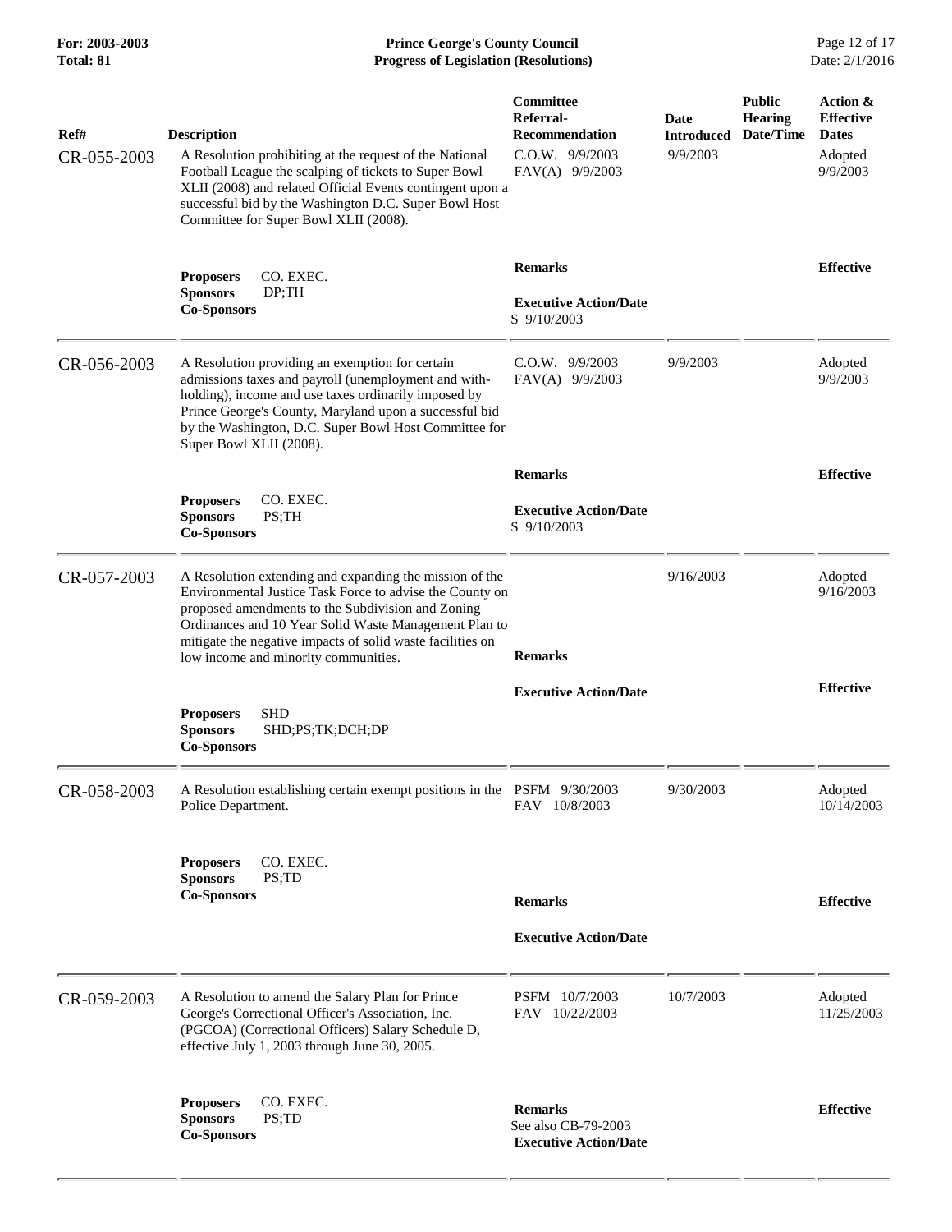| Ref# | Description | Committee Referral-Recommendation | Date Introduced | Public Hearing Date/Time | Action & Effective Dates |
|---|---|---|---|---|---|
| CR-055-2003 | A Resolution prohibiting at the request of the National Football League the scalping of tickets to Super Bowl XLII (2008) and related Official Events contingent upon a successful bid by the Washington D.C. Super Bowl Host Committee for Super Bowl XLII (2008). | C.O.W. 9/9/2003<br>FAV(A) 9/9/2003 | 9/9/2003 | | Adopted 9/9/2003 |
| | **Proposers** CO. EXEC.<br>**Sponsors** DP;TH<br>**Co-Sponsors** | **Remarks**<br><br>**Executive Action/Date**<br>S 9/10/2003 | | | **Effective** |
| CR-056-2003 | A Resolution providing an exemption for certain admissions taxes and payroll (unemployment and with-holding), income and use taxes ordinarily imposed by Prince George's County, Maryland upon a successful bid by the Washington, D.C. Super Bowl Host Committee for Super Bowl XLII (2008). | C.O.W. 9/9/2003<br>FAV(A) 9/9/2003 | 9/9/2003 | | Adopted 9/9/2003 |
| | **Proposers** CO. EXEC.<br>**Sponsors** PS;TH<br>**Co-Sponsors** | **Remarks**<br><br>**Executive Action/Date**<br>S 9/10/2003 | | | **Effective** |
| CR-057-2003 | A Resolution extending and expanding the mission of the Environmental Justice Task Force to advise the County on proposed amendments to the Subdivision and Zoning Ordinances and 10 Year Solid Waste Management Plan to mitigate the negative impacts of solid waste facilities on low income and minority communities. | | 9/16/2003 | | Adopted 9/16/2003 |
| | **Proposers** SHD<br>**Sponsors** SHD;PS;TK;DCH;DP<br>**Co-Sponsors** | **Remarks**<br><br>**Executive Action/Date** | | | **Effective** |
| CR-058-2003 | A Resolution establishing certain exempt positions in the Police Department. | PSFM 9/30/2003<br>FAV 10/8/2003 | 9/30/2003 | | Adopted 10/14/2003 |
| | **Proposers** CO. EXEC.<br>**Sponsors** PS;TD<br>**Co-Sponsors** | **Remarks**<br><br>**Executive Action/Date** | | | **Effective** |
| CR-059-2003 | A Resolution to amend the Salary Plan for Prince George's Correctional Officer's Association, Inc. (PGCOA) (Correctional Officers) Salary Schedule D, effective July 1, 2003 through June 30, 2005. | PSFM 10/7/2003<br>FAV 10/22/2003 | 10/7/2003 | | Adopted 11/25/2003 |
| | **Proposers** CO. EXEC.<br>**Sponsors** PS;TD<br>**Co-Sponsors** | **Remarks**<br>See also CB-79-2003<br>**Executive Action/Date** | | | **Effective** |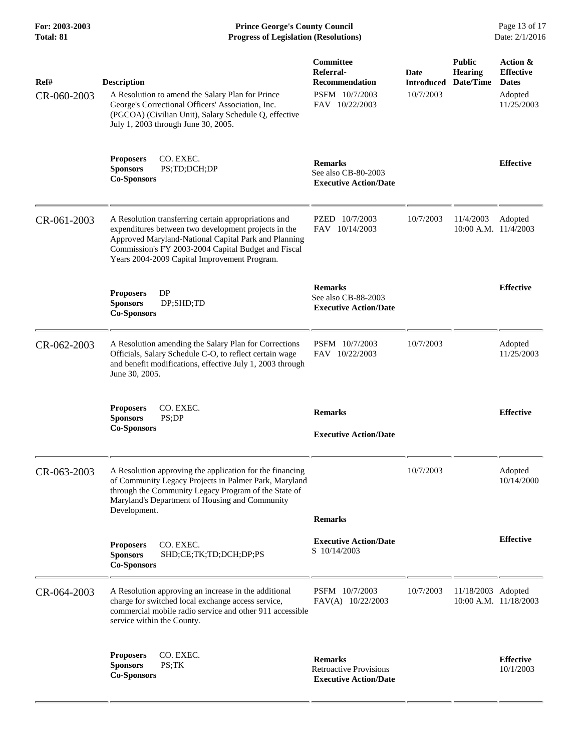| Ref# | Description | Committee Referral-Recommendation | Date Introduced | Public Hearing Date/Time | Action & Effective Dates |
|---|---|---|---|---|---|
| CR-060-2003 | A Resolution to amend the Salary Plan for Prince George's Correctional Officers' Association, Inc. (PGCOA) (Civilian Unit), Salary Schedule Q, effective July 1, 2003 through June 30, 2005. | PSFM 10/7/2003<br>FAV 10/22/2003 | 10/7/2003 | | Adopted 11/25/2003 |
| | **Proposers** CO. EXEC.<br>**Sponsors** PS;TD;DCH;DP<br>**Co-Sponsors** | **Remarks**<br>See also CB-80-2003<br>**Executive Action/Date** | | | **Effective** |
| CR-061-2003 | A Resolution transferring certain appropriations and expenditures between two development projects in the Approved Maryland-National Capital Park and Planning Commission's FY 2003-2004 Capital Budget and Fiscal Years 2004-2009 Capital Improvement Program. | PZED 10/7/2003<br>FAV 10/14/2003 | 10/7/2003 | 11/4/2003 10:00 A.M. | Adopted 11/4/2003 |
| | **Proposers** DP<br>**Sponsors** DP;SHD;TD<br>**Co-Sponsors** | **Remarks**<br>See also CB-88-2003<br>**Executive Action/Date** | | | **Effective** |
| CR-062-2003 | A Resolution amending the Salary Plan for Corrections Officials, Salary Schedule C-O, to reflect certain wage and benefit modifications, effective July 1, 2003 through June 30, 2005. | PSFM 10/7/2003<br>FAV 10/22/2003 | 10/7/2003 | | Adopted 11/25/2003 |
| | **Proposers** CO. EXEC.<br>**Sponsors** PS;DP<br>**Co-Sponsors** | **Remarks**<br>**Executive Action/Date** | | | **Effective** |
| CR-063-2003 | A Resolution approving the application for the financing of Community Legacy Projects in Palmer Park, Maryland through the Community Legacy Program of the State of Maryland's Department of Housing and Community Development. | | 10/7/2003 | | Adopted 10/14/2000 |
| | **Proposers** CO. EXEC.<br>**Sponsors** SHD;CE;TK;TD;DCH;DP;PS<br>**Co-Sponsors** | **Remarks**<br>**Executive Action/Date**<br>S 10/14/2003 | | | **Effective** |
| CR-064-2003 | A Resolution approving an increase in the additional charge for switched local exchange access service, commercial mobile radio service and other 911 accessible service within the County. | PSFM 10/7/2003<br>FAV(A) 10/22/2003 | 10/7/2003 | 11/18/2003 10:00 A.M. | Adopted 11/18/2003 |
| | **Proposers** CO. EXEC.<br>**Sponsors** PS;TK<br>**Co-Sponsors** | **Remarks**<br>Retroactive Provisions<br>**Executive Action/Date** | | | **Effective** 10/1/2003 |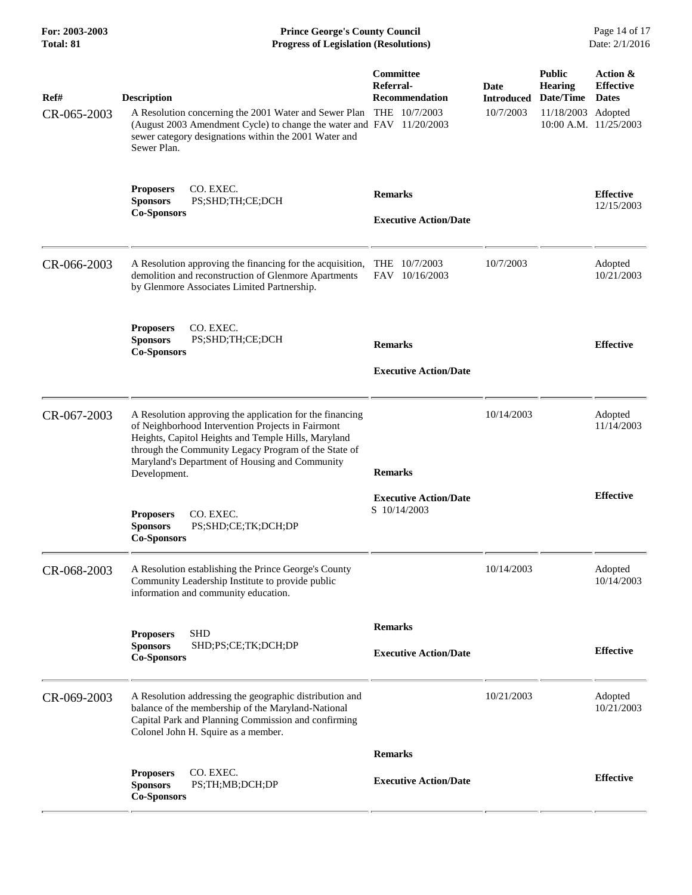| Ref# | Description | Committee Referral-Recommendation | Date Introduced | Public Hearing Date/Time | Action & Effective Dates |
|---|---|---|---|---|---|
| CR-065-2003 | A Resolution concerning the 2001 Water and Sewer Plan (August 2003 Amendment Cycle) to change the water and sewer category designations within the 2001 Water and Sewer Plan. | THE 10/7/2003<br>FAV 11/20/2003 | 10/7/2003 | 11/18/2003 10:00 A.M. | Adopted 11/25/2003 |
| | **Proposers** CO. EXEC.<br>**Sponsors** PS;SHD;TH;CE;DCH<br>**Co-Sponsors** | **Remarks**<br><br>**Executive Action/Date** | | | **Effective** 12/15/2003 |
| CR-066-2003 | A Resolution approving the financing for the acquisition, demolition and reconstruction of Glenmore Apartments by Glenmore Associates Limited Partnership. | THE 10/7/2003<br>FAV 10/16/2003 | 10/7/2003 | | Adopted 10/21/2003 |
| | **Proposers** CO. EXEC.<br>**Sponsors** PS;SHD;TH;CE;DCH<br>**Co-Sponsors** | **Remarks**<br><br>**Executive Action/Date** | | | **Effective** |
| CR-067-2003 | A Resolution approving the application for the financing of Neighborhood Intervention Projects in Fairmont Heights, Capitol Heights and Temple Hills, Maryland through the Community Legacy Program of the State of Maryland's Department of Housing and Community Development. | | 10/14/2003 | | Adopted 11/14/2003 |
| | **Proposers** CO. EXEC.<br>**Sponsors** PS;SHD;CE;TK;DCH;DP<br>**Co-Sponsors** | **Remarks**<br><br>**Executive Action/Date**<br>S 10/14/2003 | | | **Effective** |
| CR-068-2003 | A Resolution establishing the Prince George's County Community Leadership Institute to provide public information and community education. | | 10/14/2003 | | Adopted 10/14/2003 |
| | **Proposers** SHD<br>**Sponsors** SHD;PS;CE;TK;DCH;DP<br>**Co-Sponsors** | **Remarks**<br><br>**Executive Action/Date** | | | **Effective** |
| CR-069-2003 | A Resolution addressing the geographic distribution and balance of the membership of the Maryland-National Capital Park and Planning Commission and confirming Colonel John H. Squire as a member. | | 10/21/2003 | | Adopted 10/21/2003 |
| | **Proposers** CO. EXEC.<br>**Sponsors** PS;TH;MB;DCH;DP<br>**Co-Sponsors** | **Remarks**<br><br>**Executive Action/Date** | | | **Effective** |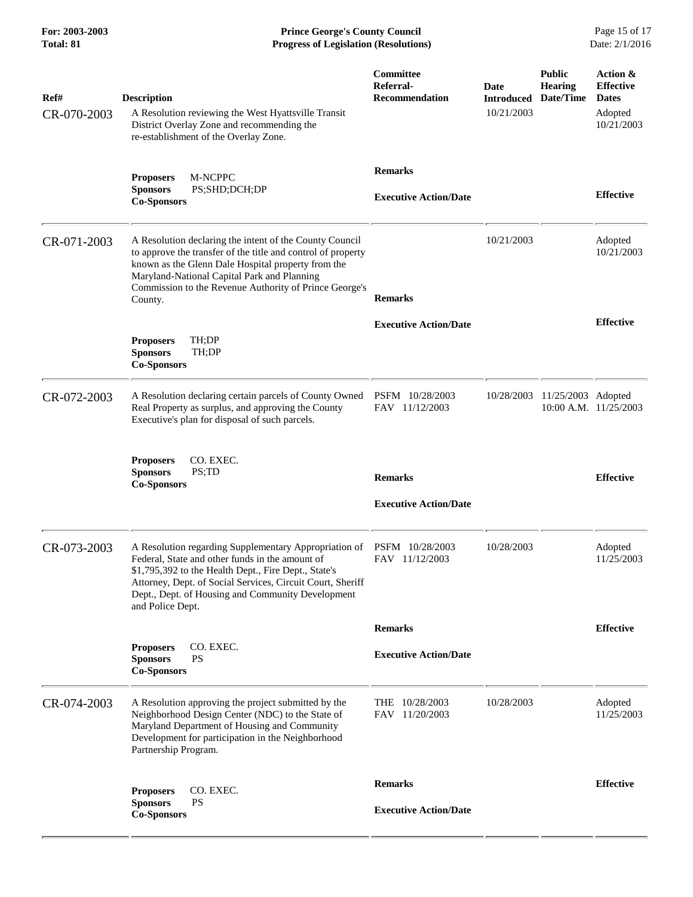| Ref# | Description | Committee Referral-Recommendation | Date Introduced | Public Hearing Date/Time | Action & Effective Dates |
|---|---|---|---|---|---|
| CR-070-2003 | A Resolution reviewing the West Hyattsville Transit District Overlay Zone and recommending the re-establishment of the Overlay Zone. | | 10/21/2003 | | Adopted 10/21/2003 |
| | **Proposers** M-NCPPC<br>**Sponsors** PS;SHD;DCH;DP<br>**Co-Sponsors** | **Remarks**<br><br>**Executive Action/Date** | | | **Effective** |
| CR-071-2003 | A Resolution declaring the intent of the County Council to approve the transfer of the title and control of property known as the Glenn Dale Hospital property from the Maryland-National Capital Park and Planning Commission to the Revenue Authority of Prince George's County. | | 10/21/2003 | | Adopted 10/21/2003 |
| | **Proposers** TH;DP<br>**Sponsors** TH;DP<br>**Co-Sponsors** | **Remarks**<br><br>**Executive Action/Date** | | | **Effective** |
| CR-072-2003 | A Resolution declaring certain parcels of County Owned Real Property as surplus, and approving the County Executive's plan for disposal of such parcels. | PSFM 10/28/2003<br>FAV 11/12/2003 | 10/28/2003 | 11/25/2003 10:00 A.M. | Adopted 11/25/2003 |
| | **Proposers** CO. EXEC.<br>**Sponsors** PS;TD<br>**Co-Sponsors** | **Remarks**<br><br>**Executive Action/Date** | | | **Effective** |
| CR-073-2003 | A Resolution regarding Supplementary Appropriation of Federal, State and other funds in the amount of $1,795,392 to the Health Dept., Fire Dept., State's Attorney, Dept. of Social Services, Circuit Court, Sheriff Dept., Dept. of Housing and Community Development and Police Dept. | PSFM 10/28/2003<br>FAV 11/12/2003 | 10/28/2003 | | Adopted 11/25/2003 |
| | **Proposers** CO. EXEC.<br>**Sponsors** PS<br>**Co-Sponsors** | **Remarks**<br><br>**Executive Action/Date** | | | **Effective** |
| CR-074-2003 | A Resolution approving the project submitted by the Neighborhood Design Center (NDC) to the State of Maryland Department of Housing and Community Development for participation in the Neighborhood Partnership Program. | THE 10/28/2003<br>FAV 11/20/2003 | 10/28/2003 | | Adopted 11/25/2003 |
| | **Proposers** CO. EXEC.<br>**Sponsors** PS<br>**Co-Sponsors** | **Remarks**<br><br>**Executive Action/Date** | | | **Effective** |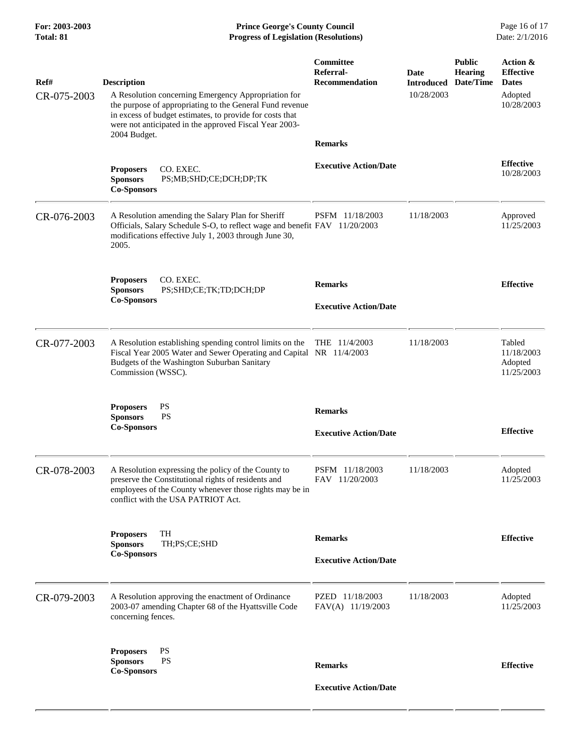| Ref# | Description | Committee Referral-Recommendation | Date Introduced | Public Hearing Date/Time | Action & Effective Dates |
|---|---|---|---|---|---|
| CR-075-2003 | A Resolution concerning Emergency Appropriation for the purpose of appropriating to the General Fund revenue in excess of budget estimates, to provide for costs that were not anticipated in the approved Fiscal Year 2003-2004 Budget. | | 10/28/2003 | | Adopted 10/28/2003 |
| | **Proposers** CO. EXEC. **Sponsors** PS;MB;SHD;CE;DCH;DP;TK **Co-Sponsors** | **Remarks** **Executive Action/Date** | | | **Effective** 10/28/2003 |
| CR-076-2003 | A Resolution amending the Salary Plan for Sheriff Officials, Salary Schedule S-O, to reflect wage and benefit modifications effective July 1, 2003 through June 30, 2005. | PSFM 11/18/2003 FAV 11/20/2003 | 11/18/2003 | | Approved 11/25/2003 |
| | **Proposers** CO. EXEC. **Sponsors** PS;SHD;CE;TK;TD;DCH;DP **Co-Sponsors** | **Remarks** **Executive Action/Date** | | | **Effective** |
| CR-077-2003 | A Resolution establishing spending control limits on the Fiscal Year 2005 Water and Sewer Operating and Capital Budgets of the Washington Suburban Sanitary Commission (WSSC). | THE 11/4/2003 NR 11/4/2003 | 11/18/2003 | | Tabled 11/18/2003 Adopted 11/25/2003 |
| | **Proposers** PS **Sponsors** PS **Co-Sponsors** | **Remarks** **Executive Action/Date** | | | **Effective** |
| CR-078-2003 | A Resolution expressing the policy of the County to preserve the Constitutional rights of residents and employees of the County whenever those rights may be in conflict with the USA PATRIOT Act. | PSFM 11/18/2003 FAV 11/20/2003 | 11/18/2003 | | Adopted 11/25/2003 |
| | **Proposers** TH **Sponsors** TH;PS;CE;SHD **Co-Sponsors** | **Remarks** **Executive Action/Date** | | | **Effective** |
| CR-079-2003 | A Resolution approving the enactment of Ordinance 2003-07 amending Chapter 68 of the Hyattsville Code concerning fences. | PZED 11/18/2003 FAV(A) 11/19/2003 | 11/18/2003 | | Adopted 11/25/2003 |
| | **Proposers** PS **Sponsors** PS **Co-Sponsors** | **Remarks** **Executive Action/Date** | | | **Effective** |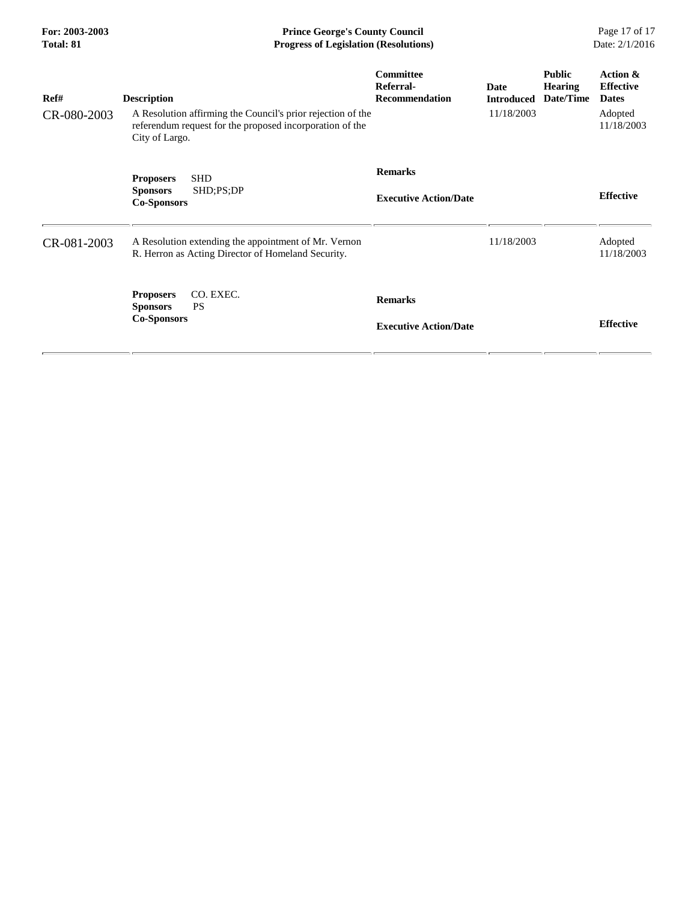| Ref# | Description | Committee Referral-Recommendation | Date Introduced | Public Hearing Date/Time | Action & Effective Dates |
|---|---|---|---|---|---|
| CR-080-2003 | A Resolution affirming the Council's prior rejection of the referendum request for the proposed incorporation of the City of Largo. | | 11/18/2003 | | Adopted 11/18/2003 |
| | **Proposers** SHD<br>**Sponsors** SHD;PS;DP<br>**Co-Sponsors** | **Remarks**<br><br>**Executive Action/Date** | | | **Effective** |
| CR-081-2003 | A Resolution extending the appointment of Mr. Vernon R. Herron as Acting Director of Homeland Security. | | 11/18/2003 | | Adopted 11/18/2003 |
| | **Proposers** CO. EXEC.<br>**Sponsors** PS<br>**Co-Sponsors** | **Remarks**<br><br>**Executive Action/Date** | | | **Effective** |